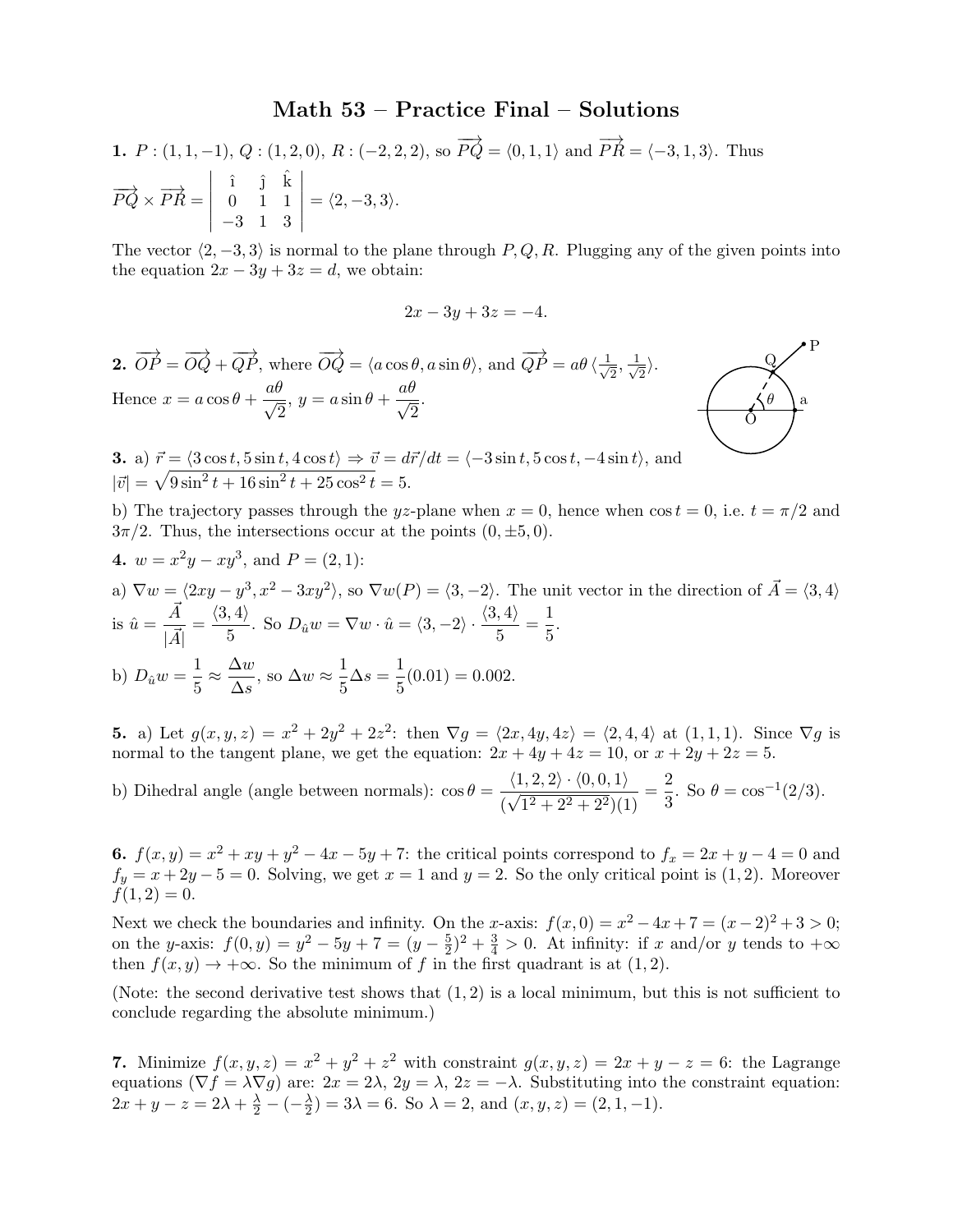# Math 53 – Practice Final – Solutions

**1.** $P:(1,1,-1)$, $Q:(1,2,0)$, $R:(-2,2,2)$, so $\overrightarrow{PQ}=\langle 0,1,1\rangle$ and $\overrightarrow{PR}=\langle -3,1,3\rangle$. Thus

$$\overrightarrow{PQ}\times\overrightarrow{PR}=\begin{vmatrix}\hat{\imath} & \hat{\jmath} & \hat{k}\\ 0 & 1 & 1\\ -3 & 1 & 3\end{vmatrix}=\langle 2,-3,3\rangle.$$

The vector $\langle 2,-3,3\rangle$ is normal to the plane through $P,Q,R$. Plugging any of the given points into the equation $2x-3y+3z=d$, we obtain:

$$2x-3y+3z=-4.$$

**2.** $\overrightarrow{OP}=\overrightarrow{OQ}+\overrightarrow{QP}$, where $\overrightarrow{OQ}=\langle a\cos\theta, a\sin\theta\rangle$, and $\overrightarrow{QP}=a\theta\,\langle \frac{1}{\sqrt{2}},\frac{1}{\sqrt{2}}\rangle$.

Hence $x=a\cos\theta+\dfrac{a\theta}{\sqrt{2}}$, $y=a\sin\theta+\dfrac{a\theta}{\sqrt{2}}$.

**3.** a) $\vec{r}=\langle 3\cos t, 5\sin t, 4\cos t\rangle \Rightarrow \vec{v}=d\vec{r}/dt=\langle -3\sin t, 5\cos t, -4\sin t\rangle$, and $|\vec{v}|=\sqrt{9\sin^2 t+16\sin^2 t+25\cos^2 t}=5$.

b) The trajectory passes through the $yz$-plane when $x=0$, hence when $\cos t=0$, i.e. $t=\pi/2$ and $3\pi/2$. Thus, the intersections occur at the points $(0,\pm 5,0)$.

**4.** $w=x^2y-xy^3$, and $P=(2,1)$:

a) $\nabla w=\langle 2xy-y^3, x^2-3xy^2\rangle$, so $\nabla w(P)=\langle 3,-2\rangle$. The unit vector in the direction of $\vec{A}=\langle 3,4\rangle$ is $\hat{u}=\dfrac{\vec{A}}{|\vec{A}|}=\dfrac{\langle 3,4\rangle}{5}$. So $D_{\hat{u}}w=\nabla w\cdot\hat{u}=\langle 3,-2\rangle\cdot\dfrac{\langle 3,4\rangle}{5}=\dfrac{1}{5}$.

b) $D_{\hat{u}}w=\dfrac{1}{5}\approx\dfrac{\Delta w}{\Delta s}$, so $\Delta w\approx\dfrac{1}{5}\Delta s=\dfrac{1}{5}(0.01)=0.002$.

**5.** a) Let $g(x,y,z)=x^2+2y^2+2z^2$: then $\nabla g=\langle 2x,4y,4z\rangle=\langle 2,4,4\rangle$ at $(1,1,1)$. Since $\nabla g$ is normal to the tangent plane, we get the equation: $2x+4y+4z=10$, or $x+2y+2z=5$.

b) Dihedral angle (angle between normals): $\cos\theta=\dfrac{\langle 1,2,2\rangle\cdot\langle 0,0,1\rangle}{(\sqrt{1^2+2^2+2^2})(1)}=\dfrac{2}{3}$. So $\theta=\cos^{-1}(2/3)$.

**6.** $f(x,y)=x^2+xy+y^2-4x-5y+7$: the critical points correspond to $f_x=2x+y-4=0$ and $f_y=x+2y-5=0$. Solving, we get $x=1$ and $y=2$. So the only critical point is $(1,2)$. Moreover $f(1,2)=0$.

Next we check the boundaries and infinity. On the $x$-axis: $f(x,0)=x^2-4x+7=(x-2)^2+3>0$; on the $y$-axis: $f(0,y)=y^2-5y+7=(y-\frac{5}{2})^2+\frac{3}{4}>0$. At infinity: if $x$ and/or $y$ tends to $+\infty$ then $f(x,y)\to+\infty$. So the minimum of $f$ in the first quadrant is at $(1,2)$.

(Note: the second derivative test shows that $(1,2)$ is a local minimum, but this is not sufficient to conclude regarding the absolute minimum.)

**7.** Minimize $f(x,y,z)=x^2+y^2+z^2$ with constraint $g(x,y,z)=2x+y-z=6$: the Lagrange equations ($\nabla f=\lambda\nabla g$) are: $2x=2\lambda$, $2y=\lambda$, $2z=-\lambda$. Substituting into the constraint equation: $2x+y-z=2\lambda+\frac{\lambda}{2}-(-\frac{\lambda}{2})=3\lambda=6$. So $\lambda=2$, and $(x,y,z)=(2,1,-1)$.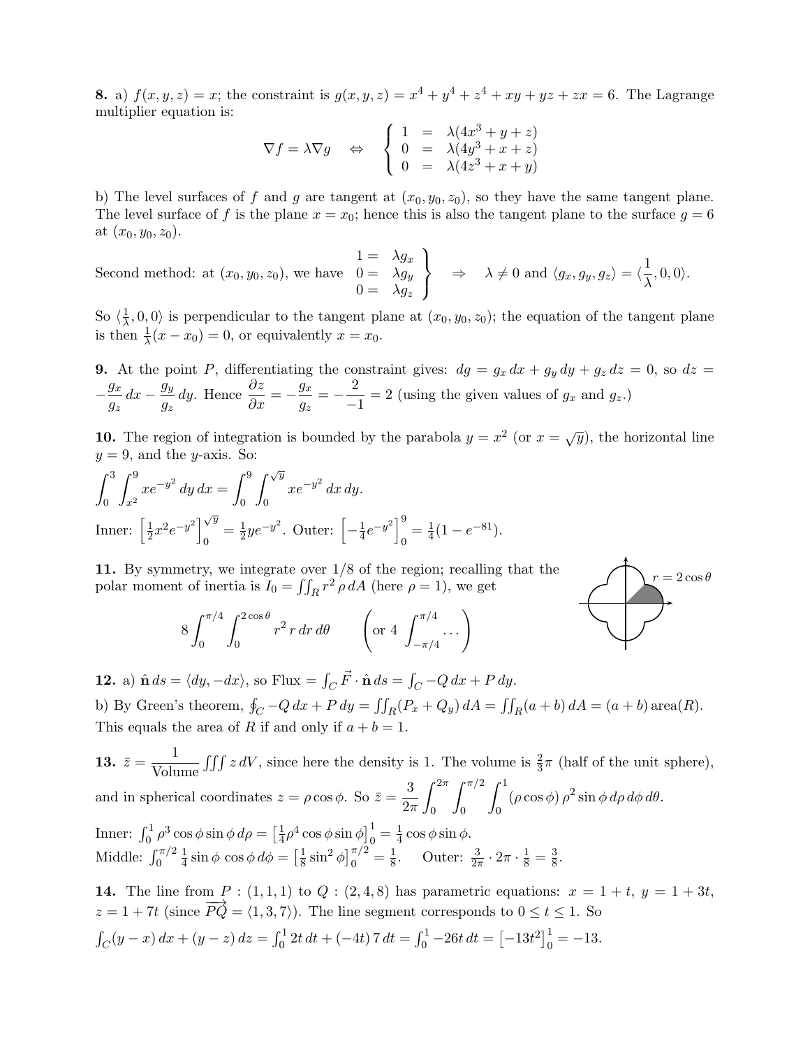**8.** a) $f(x, y, z) = x$; the constraint is $g(x, y, z) = x^4 + y^4 + z^4 + xy + yz + zx = 6$. The Lagrange multiplier equation is:

$$\nabla f = \lambda \nabla g \quad \Leftrightarrow \quad \left\{ \begin{array}{rcl} 1 & = & \lambda(4x^3 + y + z) \\ 0 & = & \lambda(4y^3 + x + z) \\ 0 & = & \lambda(4z^3 + x + y) \end{array} \right.$$

b) The level surfaces of $f$ and $g$ are tangent at $(x_0, y_0, z_0)$, so they have the same tangent plane. The level surface of $f$ is the plane $x = x_0$; hence this is also the tangent plane to the surface $g = 6$ at $(x_0, y_0, z_0)$.

Second method: at $(x_0, y_0, z_0)$, we have $\left. \begin{array}{rl} 1 = & \lambda g_x \\ 0 = & \lambda g_y \\ 0 = & \lambda g_z \end{array} \right\} \Rightarrow \lambda \neq 0$ and $\langle g_x, g_y, g_z \rangle = \langle \frac{1}{\lambda}, 0, 0 \rangle$.

So $\langle \frac{1}{\lambda}, 0, 0 \rangle$ is perpendicular to the tangent plane at $(x_0, y_0, z_0)$; the equation of the tangent plane is then $\frac{1}{\lambda}(x - x_0) = 0$, or equivalently $x = x_0$.

**9.** At the point $P$, differentiating the constraint gives: $dg = g_x\, dx + g_y\, dy + g_z\, dz = 0$, so $dz = -\frac{g_x}{g_z}\, dx - \frac{g_y}{g_z}\, dy$. Hence $\frac{\partial z}{\partial x} = -\frac{g_x}{g_z} = -\frac{2}{-1} = 2$ (using the given values of $g_x$ and $g_z$.)

**10.** The region of integration is bounded by the parabola $y = x^2$ (or $x = \sqrt{y}$), the horizontal line $y = 9$, and the $y$-axis. So:

$$\int_0^3 \int_{x^2}^9 x e^{-y^2}\, dy\, dx = \int_0^9 \int_0^{\sqrt{y}} x e^{-y^2}\, dx\, dy.$$

Inner: $\left[\frac{1}{2} x^2 e^{-y^2}\right]_0^{\sqrt{y}} = \frac{1}{2} y e^{-y^2}$. Outer: $\left[-\frac{1}{4} e^{-y^2}\right]_0^9 = \frac{1}{4}(1 - e^{-81})$.

**11.** By symmetry, we integrate over 1/8 of the region; recalling that the polar moment of inertia is $I_0 = \iint_R r^2 \rho\, dA$ (here $\rho = 1$), we get

$$8 \int_0^{\pi/4} \int_0^{2\cos\theta} r^2\, r\, dr\, d\theta \qquad \left(\text{or } 4 \int_{-\pi/4}^{\pi/4} \cdots\right)$$

**12.** a) $\hat{\mathbf{n}}\, ds = \langle dy, -dx \rangle$, so Flux $= \int_C \vec{F} \cdot \hat{\mathbf{n}}\, ds = \int_C -Q\, dx + P\, dy$.

b) By Green's theorem, $\oint_C -Q\, dx + P\, dy = \iint_R (P_x + Q_y)\, dA = \iint_R (a + b)\, dA = (a + b)\,\text{area}(R)$. This equals the area of $R$ if and only if $a + b = 1$.

**13.** $\bar{z} = \frac{1}{\text{Volume}} \iiint z\, dV$, since here the density is 1. The volume is $\frac{2}{3}\pi$ (half of the unit sphere), and in spherical coordinates $z = \rho\cos\phi$. So $\bar{z} = \frac{3}{2\pi} \int_0^{2\pi} \int_0^{\pi/2} \int_0^1 (\rho\cos\phi)\, \rho^2 \sin\phi\, d\rho\, d\phi\, d\theta$.

Inner: $\int_0^1 \rho^3 \cos\phi \sin\phi\, d\rho = \left[\frac{1}{4}\rho^4 \cos\phi \sin\phi\right]_0^1 = \frac{1}{4}\cos\phi\sin\phi$.
Middle: $\int_0^{\pi/2} \frac{1}{4} \sin\phi\, \cos\phi\, d\phi = \left[\frac{1}{8}\sin^2\phi\right]_0^{\pi/2} = \frac{1}{8}$. Outer: $\frac{3}{2\pi} \cdot 2\pi \cdot \frac{1}{8} = \frac{3}{8}$.

**14.** The line from $P : (1, 1, 1)$ to $Q : (2, 4, 8)$ has parametric equations: $x = 1 + t$, $y = 1 + 3t$, $z = 1 + 7t$ (since $\overrightarrow{PQ} = \langle 1, 3, 7 \rangle$). The line segment corresponds to $0 \le t \le 1$. So

$\int_C (y - x)\, dx + (y - z)\, dz = \int_0^1 2t\, dt + (-4t)\, 7\, dt = \int_0^1 -26t\, dt = \left[-13t^2\right]_0^1 = -13$.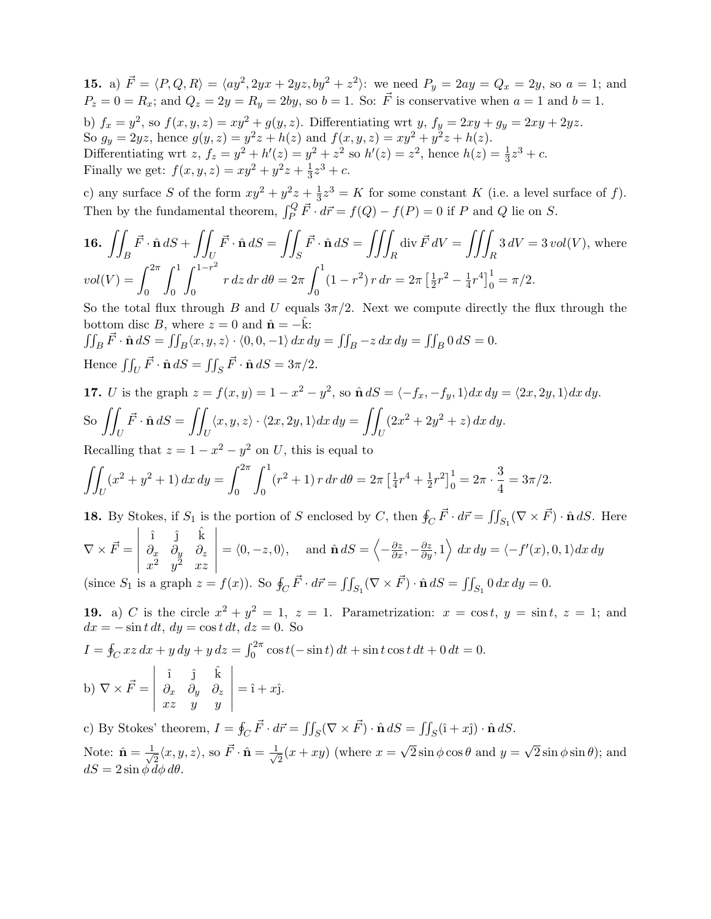**15.** a) $\vec{F} = \langle P, Q, R \rangle = \langle ay^2, 2yx + 2yz, by^2 + z^2 \rangle$: we need $P_y = 2ay = Q_x = 2y$, so $a = 1$; and $P_z = 0 = R_x$; and $Q_z = 2y = R_y = 2by$, so $b = 1$. So: $\vec{F}$ is conservative when $a = 1$ and $b = 1$.

b) $f_x = y^2$, so $f(x, y, z) = xy^2 + g(y, z)$. Differentiating wrt $y$, $f_y = 2xy + g_y = 2xy + 2yz$.
So $g_y = 2yz$, hence $g(y, z) = y^2 z + h(z)$ and $f(x, y, z) = xy^2 + y^2 z + h(z)$.
Differentiating wrt $z$, $f_z = y^2 + h'(z) = y^2 + z^2$ so $h'(z) = z^2$, hence $h(z) = \frac{1}{3}z^3 + c$.
Finally we get: $f(x, y, z) = xy^2 + y^2 z + \frac{1}{3}z^3 + c$.

c) any surface $S$ of the form $xy^2 + y^2 z + \frac{1}{3}z^3 = K$ for some constant $K$ (i.e. a level surface of $f$). Then by the fundamental theorem, $\int_P^Q \vec{F} \cdot d\vec{r} = f(Q) - f(P) = 0$ if $P$ and $Q$ lie on $S$.

**16.** $\displaystyle\iint_B \vec{F} \cdot \hat{\mathbf{n}}\, dS + \iint_U \vec{F} \cdot \hat{\mathbf{n}}\, dS = \iint_S \vec{F} \cdot \hat{\mathbf{n}}\, dS = \iiint_R \operatorname{div} \vec{F}\, dV = \iiint_R 3\, dV = 3\, vol(V)$, where
$\displaystyle vol(V) = \int_0^{2\pi} \int_0^1 \int_0^{1-r^2} r\, dz\, dr\, d\theta = 2\pi \int_0^1 (1 - r^2)\, r\, dr = 2\pi \left[\tfrac{1}{2}r^2 - \tfrac{1}{4}r^4\right]_0^1 = \pi/2.$

So the total flux through $B$ and $U$ equals $3\pi/2$. Next we compute directly the flux through the bottom disc $B$, where $z = 0$ and $\hat{\mathbf{n}} = -\hat{\mathrm{k}}$:
$\iint_B \vec{F} \cdot \hat{\mathbf{n}}\, dS = \iint_B \langle x, y, z \rangle \cdot \langle 0, 0, -1 \rangle\, dx\, dy = \iint_B -z\, dx\, dy = \iint_B 0\, dS = 0.$

Hence $\iint_U \vec{F} \cdot \hat{\mathbf{n}}\, dS = \iint_S \vec{F} \cdot \hat{\mathbf{n}}\, dS = 3\pi/2$.

**17.** $U$ is the graph $z = f(x, y) = 1 - x^2 - y^2$, so $\hat{\mathbf{n}}\, dS = \langle -f_x, -f_y, 1 \rangle dx\, dy = \langle 2x, 2y, 1 \rangle dx\, dy$.

So $\displaystyle\iint_U \vec{F} \cdot \hat{\mathbf{n}}\, dS = \iint_U \langle x, y, z \rangle \cdot \langle 2x, 2y, 1 \rangle dx\, dy = \iint_U (2x^2 + 2y^2 + z)\, dx\, dy.$

Recalling that $z = 1 - x^2 - y^2$ on $U$, this is equal to

$$\iint_U (x^2 + y^2 + 1)\, dx\, dy = \int_0^{2\pi} \int_0^1 (r^2 + 1)\, r\, dr\, d\theta = 2\pi \left[\tfrac{1}{4}r^4 + \tfrac{1}{2}r^2\right]_0^1 = 2\pi \cdot \frac{3}{4} = 3\pi/2.$$

**18.** By Stokes, if $S_1$ is the portion of $S$ enclosed by $C$, then $\oint_C \vec{F} \cdot d\vec{r} = \iint_{S_1} (\nabla \times \vec{F}) \cdot \hat{\mathbf{n}}\, dS$. Here

$$\nabla \times \vec{F} = \begin{vmatrix} \hat{\imath} & \hat{\jmath} & \hat{\mathrm{k}} \\ \partial_x & \partial_y & \partial_z \\ x^2 & y^2 & xz \end{vmatrix} = \langle 0, -z, 0 \rangle, \quad \text{and } \hat{\mathbf{n}}\, dS = \left\langle -\frac{\partial z}{\partial x}, -\frac{\partial z}{\partial y}, 1 \right\rangle dx\, dy = \langle -f'(x), 0, 1 \rangle dx\, dy$$

(since $S_1$ is a graph $z = f(x)$). So $\oint_C \vec{F} \cdot d\vec{r} = \iint_{S_1} (\nabla \times \vec{F}) \cdot \hat{\mathbf{n}}\, dS = \iint_{S_1} 0\, dx\, dy = 0$.

**19.** a) $C$ is the circle $x^2 + y^2 = 1$, $z = 1$. Parametrization: $x = \cos t$, $y = \sin t$, $z = 1$; and $dx = -\sin t\, dt$, $dy = \cos t\, dt$, $dz = 0$. So

$I = \oint_C xz\, dx + y\, dy + y\, dz = \int_0^{2\pi} \cos t(-\sin t)\, dt + \sin t \cos t\, dt + 0\, dt = 0.$

b) $\nabla \times \vec{F} = \begin{vmatrix} \hat{\imath} & \hat{\jmath} & \hat{\mathrm{k}} \\ \partial_x & \partial_y & \partial_z \\ xz & y & y \end{vmatrix} = \hat{\imath} + x\hat{\jmath}.$

c) By Stokes' theorem, $I = \oint_C \vec{F} \cdot d\vec{r} = \iint_S (\nabla \times \vec{F}) \cdot \hat{\mathbf{n}}\, dS = \iint_S (\hat{\imath} + x\hat{\jmath}) \cdot \hat{\mathbf{n}}\, dS$.

Note: $\hat{\mathbf{n}} = \frac{1}{\sqrt{2}}\langle x, y, z \rangle$, so $\vec{F} \cdot \hat{\mathbf{n}} = \frac{1}{\sqrt{2}}(x + xy)$ (where $x = \sqrt{2}\sin\phi\cos\theta$ and $y = \sqrt{2}\sin\phi\sin\theta$); and $dS = 2\sin\phi\, d\phi\, d\theta$.